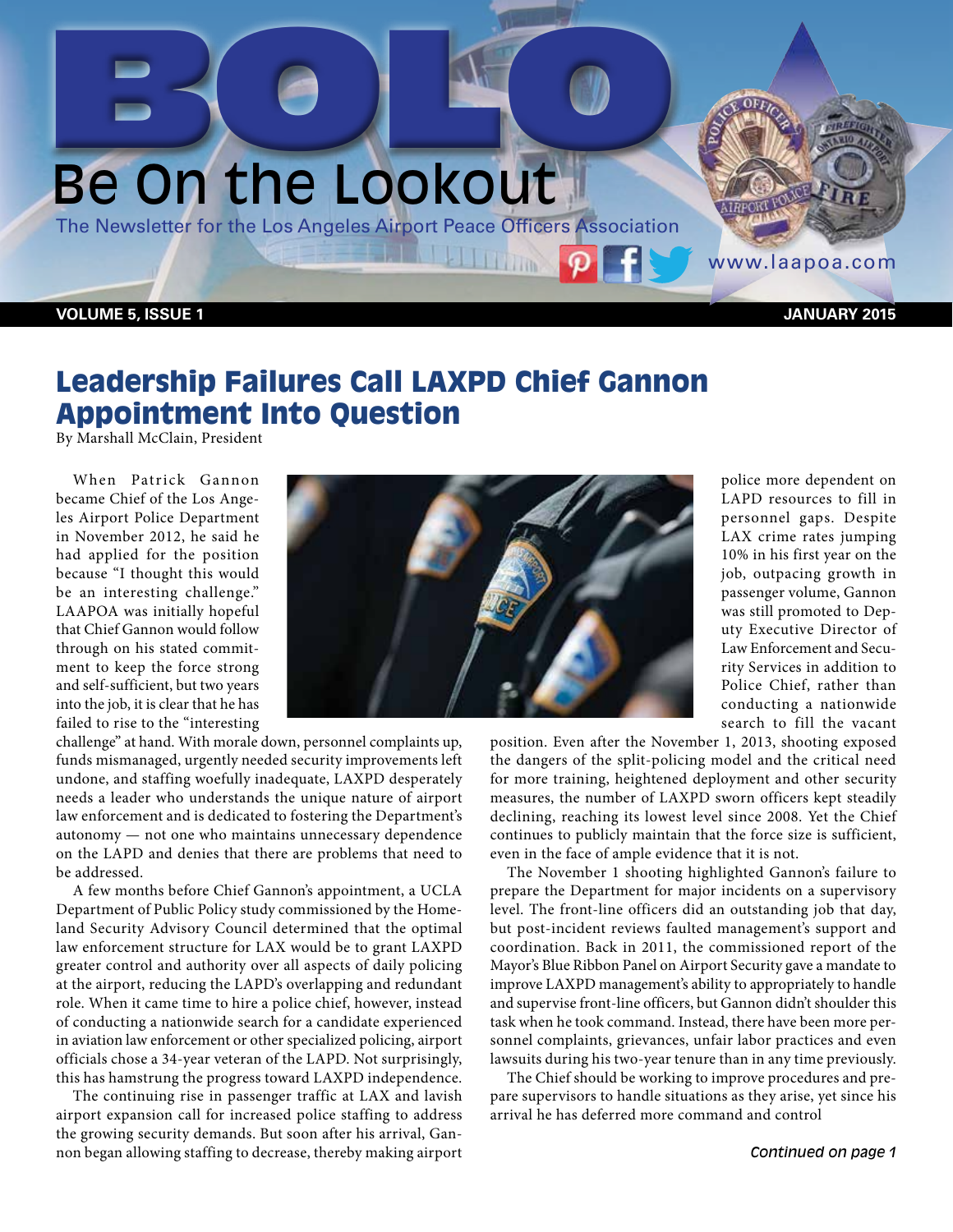# BOLO

## Be On the Lookout

The Newsletter for the Los Angeles Airport Peace Officers Association

www.laapoa.com

VOLUME 5, ISSUE 1 — JANUARY 2015

# Leadership Failures Call LAXPD Chief Gannon Appointment Into Question

By Marshall McClain, President

When Patrick Gannon became Chief of the Los Angeles Airport Police Department in November 2012, he said he had applied for the position because "I thought this would be an interesting challenge." LAAPOA was initially hopeful that Chief Gannon would follow through on his stated commitment to keep the force strong and self-sufficient, but two years into the job, it is clear that he has failed to rise to the "interesting challenge" at hand. With morale down, personnel complaints up, funds mismanaged, urgently needed security improvements left undone, and staffing woefully inadequate, LAXPD desperately needs a leader who understands the unique nature of airport law enforcement and is dedicated to fostering the Department's autonomy — not one who maintains unnecessary dependence on the LAPD and denies that there are problems that need to be addressed.

A few months before Chief Gannon's appointment, a UCLA Department of Public Policy study commissioned by the Homeland Security Advisory Council determined that the optimal law enforcement structure for LAX would be to grant LAXPD greater control and authority over all aspects of daily policing at the airport, reducing the LAPD's overlapping and redundant role. When it came time to hire a police chief, however, instead of conducting a nationwide search for a candidate experienced in aviation law enforcement or other specialized policing, airport officials chose a 34-year veteran of the LAPD. Not surprisingly, this has hamstrung the progress toward LAXPD independence.

The continuing rise in passenger traffic at LAX and lavish airport expansion call for increased police staffing to address the growing security demands. But soon after his arrival, Gannon began allowing staffing to decrease, thereby making airport police more dependent on LAPD resources to fill in personnel gaps. Despite LAX crime rates jumping 10% in his first year on the job, outpacing growth in passenger volume, Gannon was still promoted to Deputy Executive Director of Law Enforcement and Security Services in addition to Police Chief, rather than conducting a nationwide search to fill the vacant position. Even after the November 1, 2013, shooting exposed the dangers of the split-policing model and the critical need for more training, heightened deployment and other security measures, the number of LAXPD sworn officers kept steadily declining, reaching its lowest level since 2008. Yet the Chief continues to publicly maintain that the force size is sufficient, even in the face of ample evidence that it is not.

The November 1 shooting highlighted Gannon's failure to prepare the Department for major incidents on a supervisory level. The front-line officers did an outstanding job that day, but post-incident reviews faulted management's support and coordination. Back in 2011, the commissioned report of the Mayor's Blue Ribbon Panel on Airport Security gave a mandate to improve LAXPD management's ability to appropriately to handle and supervise front-line officers, but Gannon didn't shoulder this task when he took command. Instead, there have been more personnel complaints, grievances, unfair labor practices and even lawsuits during his two-year tenure than in any time previously.

The Chief should be working to improve procedures and prepare supervisors to handle situations as they arise, yet since his arrival he has deferred more command and control

*Continued on page 1*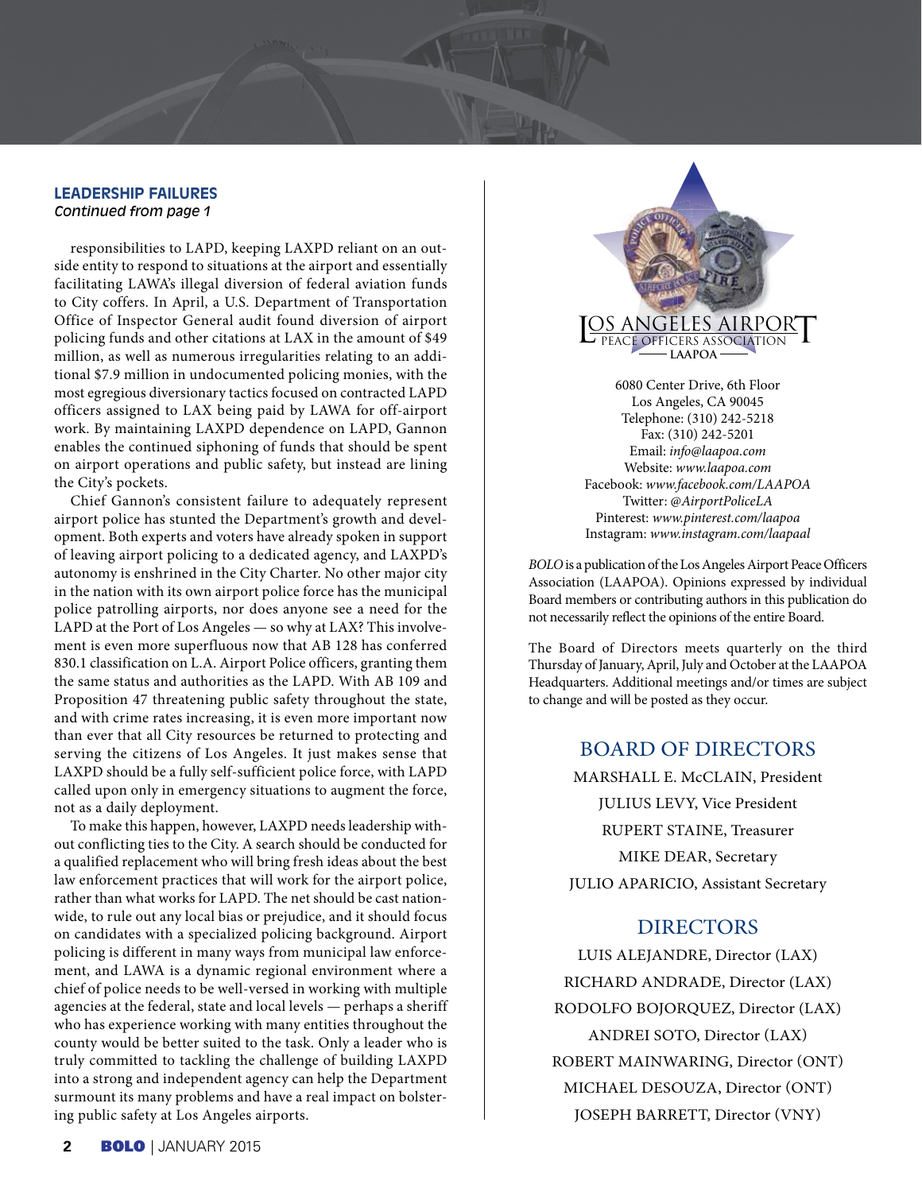## LEADERSHIP FAILURES

*Continued from page 1*

responsibilities to LAPD, keeping LAXPD reliant on an outside entity to respond to situations at the airport and essentially facilitating LAWA's illegal diversion of federal aviation funds to City coffers. In April, a U.S. Department of Transportation Office of Inspector General audit found diversion of airport policing funds and other citations at LAX in the amount of $49 million, as well as numerous irregularities relating to an additional $7.9 million in undocumented policing monies, with the most egregious diversionary tactics focused on contracted LAPD officers assigned to LAX being paid by LAWA for off-airport work. By maintaining LAXPD dependence on LAPD, Gannon enables the continued siphoning of funds that should be spent on airport operations and public safety, but instead are lining the City's pockets.

Chief Gannon's consistent failure to adequately represent airport police has stunted the Department's growth and development. Both experts and voters have already spoken in support of leaving airport policing to a dedicated agency, and LAXPD's autonomy is enshrined in the City Charter. No other major city in the nation with its own airport police force has the municipal police patrolling airports, nor does anyone see a need for the LAPD at the Port of Los Angeles — so why at LAX? This involvement is even more superfluous now that AB 128 has conferred 830.1 classification on L.A. Airport Police officers, granting them the same status and authorities as the LAPD. With AB 109 and Proposition 47 threatening public safety throughout the state, and with crime rates increasing, it is even more important now than ever that all City resources be returned to protecting and serving the citizens of Los Angeles. It just makes sense that LAXPD should be a fully self-sufficient police force, with LAPD called upon only in emergency situations to augment the force, not as a daily deployment.

To make this happen, however, LAXPD needs leadership without conflicting ties to the City. A search should be conducted for a qualified replacement who will bring fresh ideas about the best law enforcement practices that will work for the airport police, rather than what works for LAPD. The net should be cast nationwide, to rule out any local bias or prejudice, and it should focus on candidates with a specialized policing background. Airport policing is different in many ways from municipal law enforcement, and LAWA is a dynamic regional environment where a chief of police needs to be well-versed in working with multiple agencies at the federal, state and local levels — perhaps a sheriff who has experience working with many entities throughout the county would be better suited to the task. Only a leader who is truly committed to tackling the challenge of building LAXPD into a strong and independent agency can help the Department surmount its many problems and have a real impact on bolstering public safety at Los Angeles airports.

LOS ANGELES AIRPORT PEACE OFFICERS ASSOCIATION
LAAPOA

6080 Center Drive, 6th Floor
Los Angeles, CA 90045
Telephone: (310) 242-5218
Fax: (310) 242-5201
Email: *info@laapoa.com*
Website: *www.laapoa.com*
Facebook: *www.facebook.com/LAAPOA*
Twitter: *@AirportPoliceLA*
Pinterest: *www.pinterest.com/laapoa*
Instagram: *www.instagram.com/laapaal*

*BOLO* is a publication of the Los Angeles Airport Peace Officers Association (LAAPOA). Opinions expressed by individual Board members or contributing authors in this publication do not necessarily reflect the opinions of the entire Board.

The Board of Directors meets quarterly on the third Thursday of January, April, July and October at the LAAPOA Headquarters. Additional meetings and/or times are subject to change and will be posted as they occur.

### BOARD OF DIRECTORS

MARSHALL E. McCLAIN, President
JULIUS LEVY, Vice President
RUPERT STAINE, Treasurer
MIKE DEAR, Secretary
JULIO APARICIO, Assistant Secretary

### DIRECTORS

LUIS ALEJANDRE, Director (LAX)
RICHARD ANDRADE, Director (LAX)
RODOLFO BOJORQUEZ, Director (LAX)
ANDREI SOTO, Director (LAX)
ROBERT MAINWARING, Director (ONT)
MICHAEL DESOUZA, Director (ONT)
JOSEPH BARRETT, Director (VNY)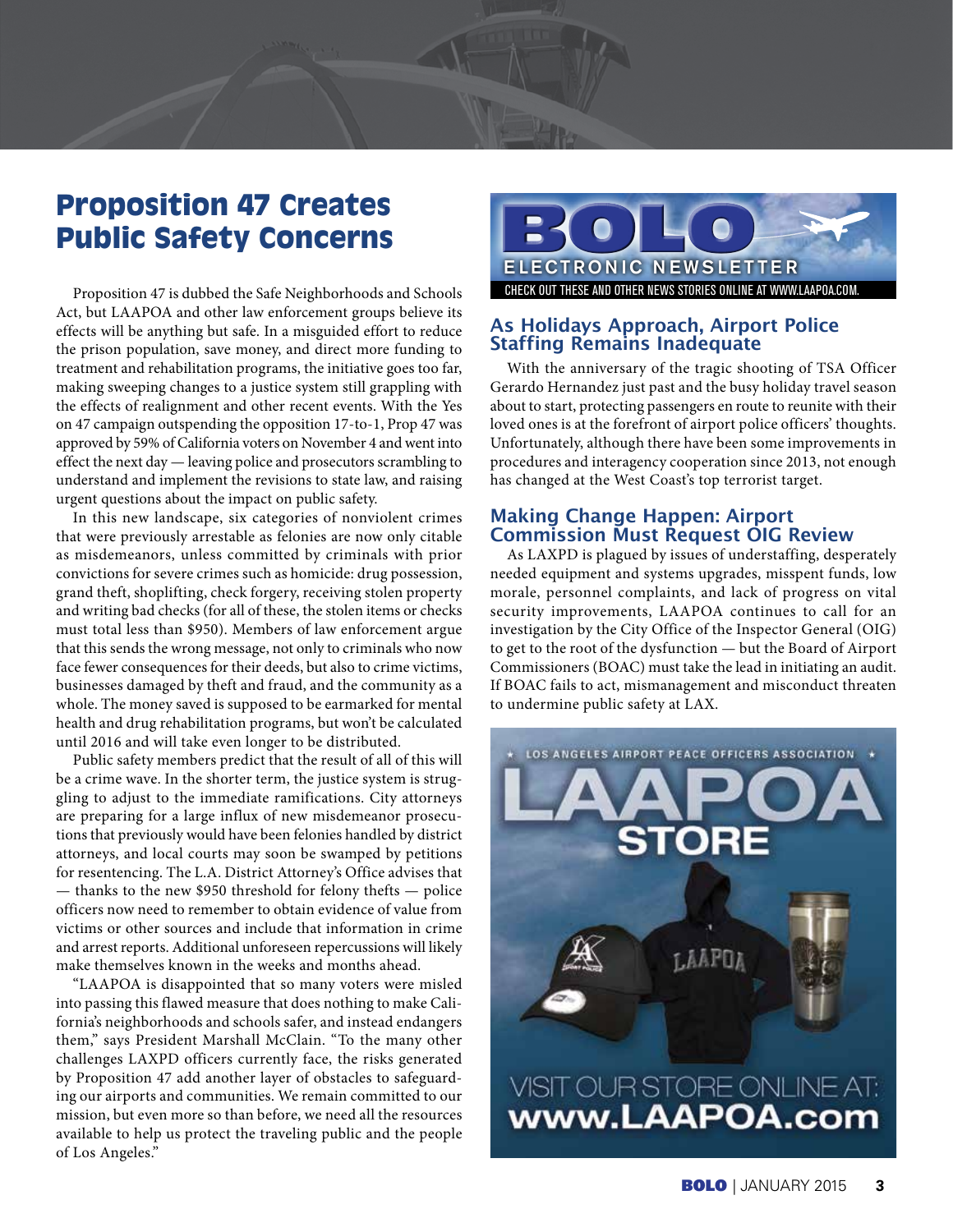# Proposition 47 Creates Public Safety Concerns

Proposition 47 is dubbed the Safe Neighborhoods and Schools Act, but LAAPOA and other law enforcement groups believe its effects will be anything but safe. In a misguided effort to reduce the prison population, save money, and direct more funding to treatment and rehabilitation programs, the initiative goes too far, making sweeping changes to a justice system still grappling with the effects of realignment and other recent events. With the Yes on 47 campaign outspending the opposition 17-to-1, Prop 47 was approved by 59% of California voters on November 4 and went into effect the next day — leaving police and prosecutors scrambling to understand and implement the revisions to state law, and raising urgent questions about the impact on public safety.

In this new landscape, six categories of nonviolent crimes that were previously arrestable as felonies are now only citable as misdemeanors, unless committed by criminals with prior convictions for severe crimes such as homicide: drug possession, grand theft, shoplifting, check forgery, receiving stolen property and writing bad checks (for all of these, the stolen items or checks must total less than $950). Members of law enforcement argue that this sends the wrong message, not only to criminals who now face fewer consequences for their deeds, but also to crime victims, businesses damaged by theft and fraud, and the community as a whole. The money saved is supposed to be earmarked for mental health and drug rehabilitation programs, but won't be calculated until 2016 and will take even longer to be distributed.

Public safety members predict that the result of all of this will be a crime wave. In the shorter term, the justice system is struggling to adjust to the immediate ramifications. City attorneys are preparing for a large influx of new misdemeanor prosecutions that previously would have been felonies handled by district attorneys, and local courts may soon be swamped by petitions for resentencing. The L.A. District Attorney's Office advises that — thanks to the new $950 threshold for felony thefts — police officers now need to remember to obtain evidence of value from victims or other sources and include that information in crime and arrest reports. Additional unforeseen repercussions will likely make themselves known in the weeks and months ahead.

"LAAPOA is disappointed that so many voters were misled into passing this flawed measure that does nothing to make California's neighborhoods and schools safer, and instead endangers them," says President Marshall McClain. "To the many other challenges LAXPD officers currently face, the risks generated by Proposition 47 add another layer of obstacles to safeguarding our airports and communities. We remain committed to our mission, but even more so than before, we need all the resources available to help us protect the traveling public and the people of Los Angeles."

## BOLO ELECTRONIC NEWSLETTER

CHECK OUT THESE AND OTHER NEWS STORIES ONLINE AT WWW.LAAPOA.COM.

### As Holidays Approach, Airport Police Staffing Remains Inadequate

With the anniversary of the tragic shooting of TSA Officer Gerardo Hernandez just past and the busy holiday travel season about to start, protecting passengers en route to reunite with their loved ones is at the forefront of airport police officers' thoughts. Unfortunately, although there have been some improvements in procedures and interagency cooperation since 2013, not enough has changed at the West Coast's top terrorist target.

### Making Change Happen: Airport Commission Must Request OIG Review

As LAXPD is plagued by issues of understaffing, desperately needed equipment and systems upgrades, misspent funds, low morale, personnel complaints, and lack of progress on vital security improvements, LAAPOA continues to call for an investigation by the City Office of the Inspector General (OIG) to get to the root of the dysfunction — but the Board of Airport Commissioners (BOAC) must take the lead in initiating an audit. If BOAC fails to act, mismanagement and misconduct threaten to undermine public safety at LAX.

★ LOS ANGELES AIRPORT PEACE OFFICERS ASSOCIATION ★

**LAAPOA STORE**

VISIT OUR STORE ONLINE AT: **www.LAAPOA.com**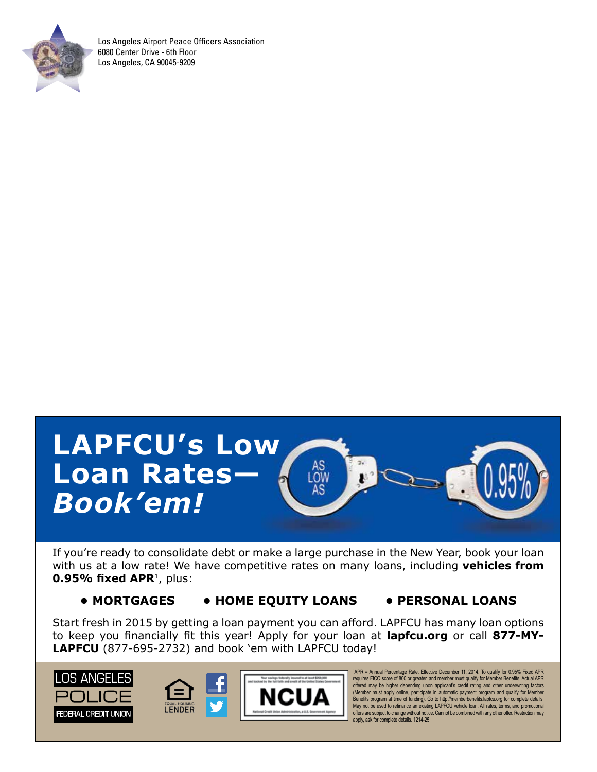Los Angeles Airport Peace Officers Association
6080 Center Drive - 6th Floor
Los Angeles, CA 90045-9209

# LAPFCU's Low Loan Rates—*Book'em!*

AS LOW AS 0.95%

If you're ready to consolidate debt or make a large purchase in the New Year, book your loan with us at a low rate! We have competitive rates on many loans, including **vehicles from 0.95% fixed APR**[1], plus:

- **MORTGAGES**
- **HOME EQUITY LOANS**
- **PERSONAL LOANS**

Start fresh in 2015 by getting a loan payment you can afford. LAPFCU has many loan options to keep you financially fit this year! Apply for your loan at **lapfcu.org** or call **877-MY-LAPFCU** (877-695-2732) and book 'em with LAPFCU today!

LOS ANGELES POLICE FEDERAL CREDIT UNION

EQUAL HOUSING LENDER

Your savings federally insured to at least $250,000 and backed by the full faith and credit of the United States Government

NCUA

National Credit Union Administration, a U.S. Government Agency

[1]APR = Annual Percentage Rate. Effective December 11, 2014. To qualify for 0.95% Fixed APR requires FICO score of 800 or greater, and member must qualify for Member Benefits. Actual APR offered may be higher depending upon applicant's credit rating and other underwriting factors (Member must apply online, participate in automatic payment program and qualify for Member Benefits program at time of funding). Go to http://memberbenefits.lapfcu.org for complete details. May not be used to refinance an existing LAPFCU vehicle loan. All rates, terms, and promotional offers are subject to change without notice. Cannot be combined with any other offer. Restriction may apply, ask for complete details. 1214-25